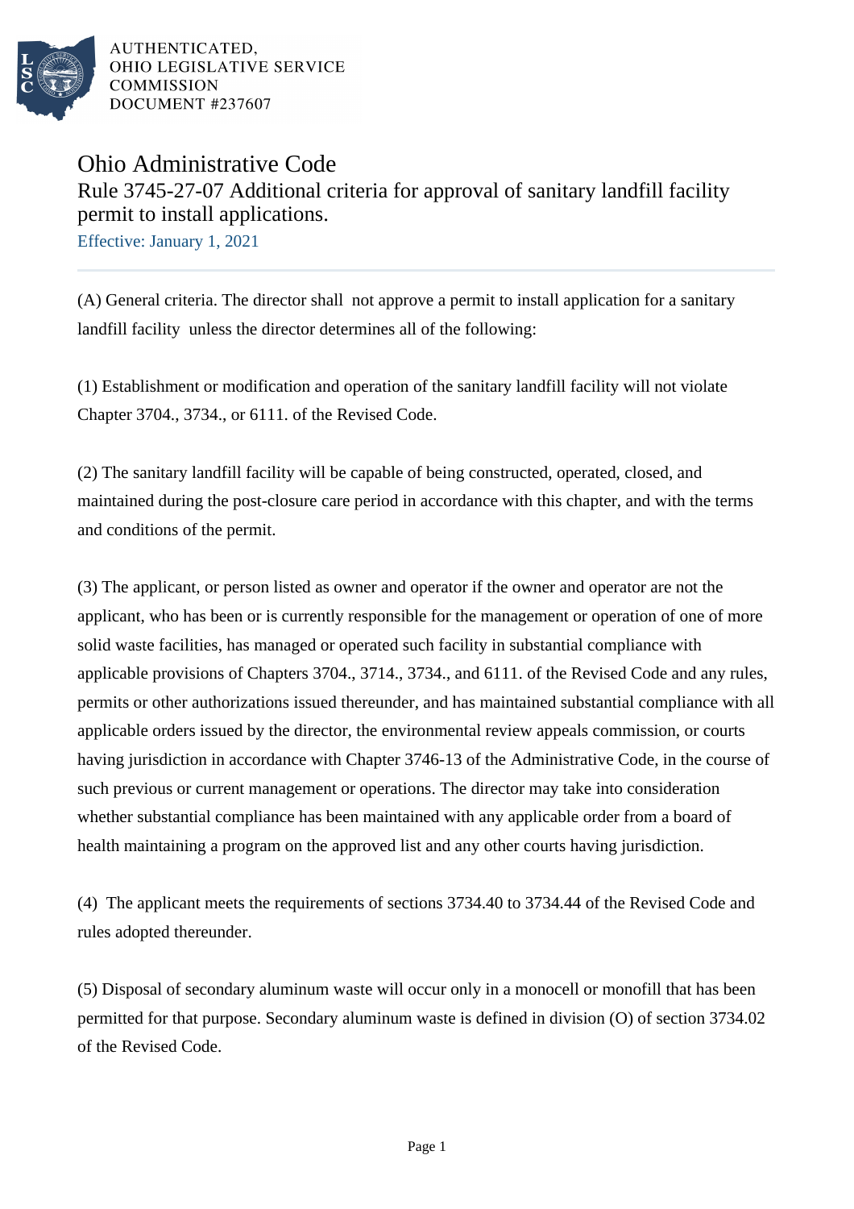AUTHENTICATED,
OHIO LEGISLATIVE SERVICE
COMMISSION
DOCUMENT #237607

# Ohio Administrative Code

## Rule 3745-27-07 Additional criteria for approval of sanitary landfill facility permit to install applications.

Effective: January 1, 2021

(A) General criteria. The director shall not approve a permit to install application for a sanitary landfill facility unless the director determines all of the following:

(1) Establishment or modification and operation of the sanitary landfill facility will not violate Chapter 3704., 3734., or 6111. of the Revised Code.

(2) The sanitary landfill facility will be capable of being constructed, operated, closed, and maintained during the post-closure care period in accordance with this chapter, and with the terms and conditions of the permit.

(3) The applicant, or person listed as owner and operator if the owner and operator are not the applicant, who has been or is currently responsible for the management or operation of one of more solid waste facilities, has managed or operated such facility in substantial compliance with applicable provisions of Chapters 3704., 3714., 3734., and 6111. of the Revised Code and any rules, permits or other authorizations issued thereunder, and has maintained substantial compliance with all applicable orders issued by the director, the environmental review appeals commission, or courts having jurisdiction in accordance with Chapter 3746-13 of the Administrative Code, in the course of such previous or current management or operations. The director may take into consideration whether substantial compliance has been maintained with any applicable order from a board of health maintaining a program on the approved list and any other courts having jurisdiction.

(4) The applicant meets the requirements of sections 3734.40 to 3734.44 of the Revised Code and rules adopted thereunder.

(5) Disposal of secondary aluminum waste will occur only in a monocell or monofill that has been permitted for that purpose. Secondary aluminum waste is defined in division (O) of section 3734.02 of the Revised Code.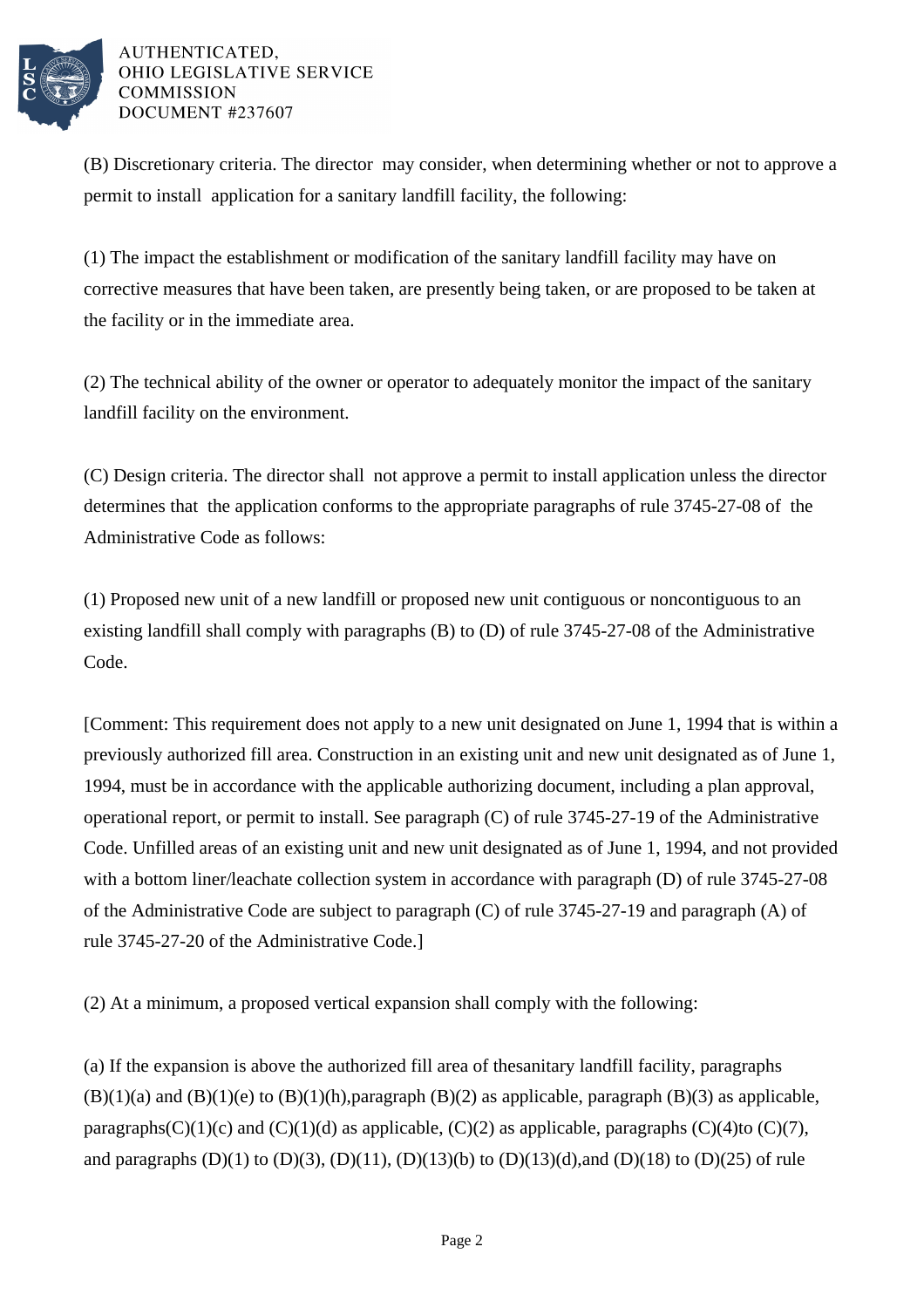(B) Discretionary criteria. The director may consider, when determining whether or not to approve a permit to install application for a sanitary landfill facility, the following:

(1) The impact the establishment or modification of the sanitary landfill facility may have on corrective measures that have been taken, are presently being taken, or are proposed to be taken at the facility or in the immediate area.

(2) The technical ability of the owner or operator to adequately monitor the impact of the sanitary landfill facility on the environment.

(C) Design criteria. The director shall not approve a permit to install application unless the director determines that the application conforms to the appropriate paragraphs of rule 3745-27-08 of the Administrative Code as follows:

(1) Proposed new unit of a new landfill or proposed new unit contiguous or noncontiguous to an existing landfill shall comply with paragraphs (B) to (D) of rule 3745-27-08 of the Administrative Code.

[Comment: This requirement does not apply to a new unit designated on June 1, 1994 that is within a previously authorized fill area. Construction in an existing unit and new unit designated as of June 1, 1994, must be in accordance with the applicable authorizing document, including a plan approval, operational report, or permit to install. See paragraph (C) of rule 3745-27-19 of the Administrative Code. Unfilled areas of an existing unit and new unit designated as of June 1, 1994, and not provided with a bottom liner/leachate collection system in accordance with paragraph (D) of rule 3745-27-08 of the Administrative Code are subject to paragraph (C) of rule 3745-27-19 and paragraph (A) of rule 3745-27-20 of the Administrative Code.]

(2) At a minimum, a proposed vertical expansion shall comply with the following:

(a) If the expansion is above the authorized fill area of thesanitary landfill facility, paragraphs (B)(1)(a) and (B)(1)(e) to (B)(1)(h),paragraph (B)(2) as applicable, paragraph (B)(3) as applicable, paragraphs(C)(1)(c) and (C)(1)(d) as applicable, (C)(2) as applicable, paragraphs (C)(4)to (C)(7), and paragraphs (D)(1) to (D)(3), (D)(11), (D)(13)(b) to (D)(13)(d),and (D)(18) to (D)(25) of rule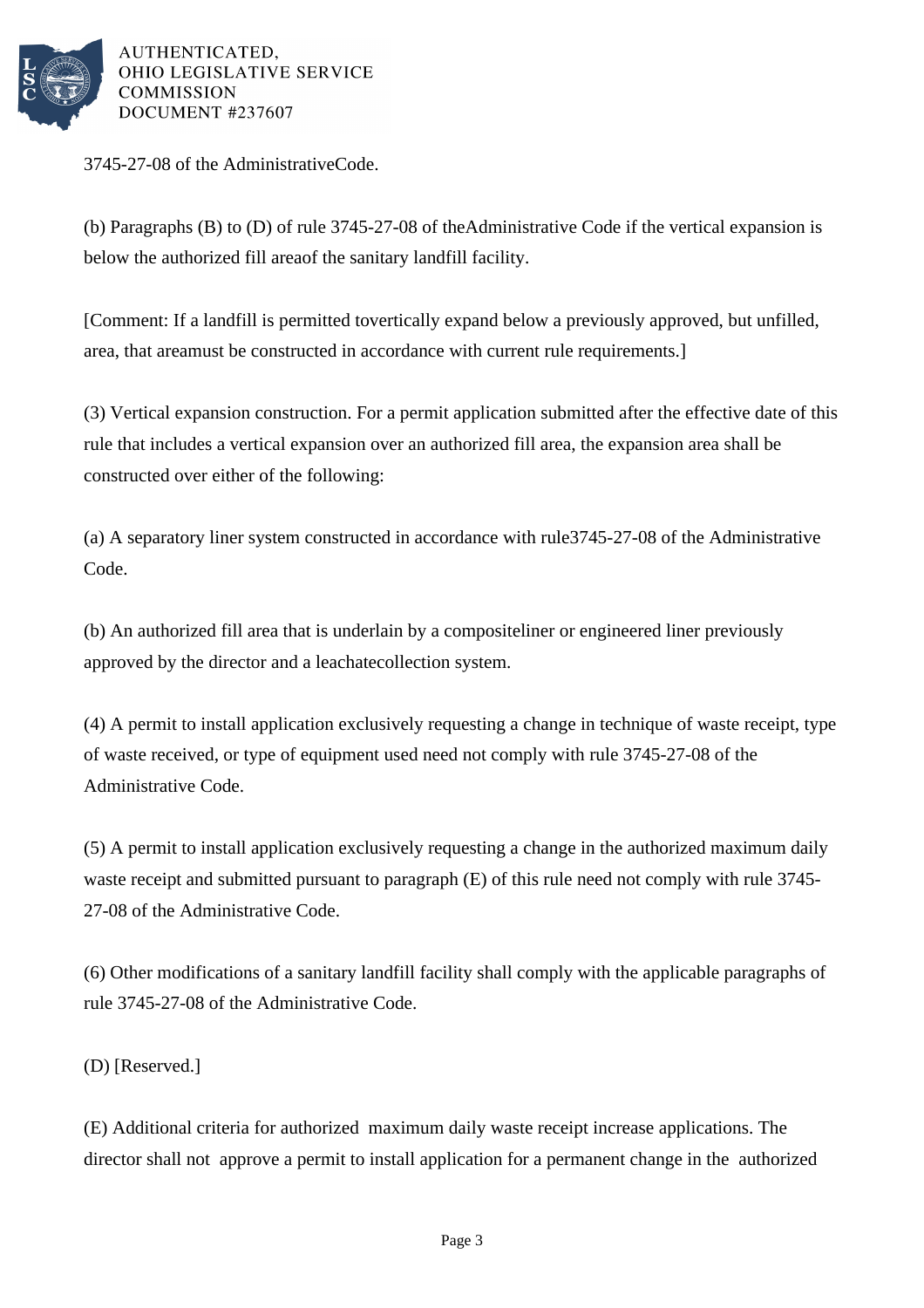3745-27-08 of the AdministrativeCode.

(b) Paragraphs (B) to (D) of rule 3745-27-08 of theAdministrative Code if the vertical expansion is below the authorized fill areaof the sanitary landfill facility.

[Comment: If a landfill is permitted tovertically expand below a previously approved, but unfilled, area, that areamust be constructed in accordance with current rule requirements.]

(3) Vertical expansion construction. For a permit application submitted after the effective date of this rule that includes a vertical expansion over an authorized fill area, the expansion area shall be constructed over either of the following:

(a) A separatory liner system constructed in accordance with rule3745-27-08 of the Administrative Code.

(b) An authorized fill area that is underlain by a compositeliner or engineered liner previously approved by the director and a leachatecollection system.

(4) A permit to install application exclusively requesting a change in technique of waste receipt, type of waste received, or type of equipment used need not comply with rule 3745-27-08 of the Administrative Code.

(5) A permit to install application exclusively requesting a change in the authorized maximum daily waste receipt and submitted pursuant to paragraph (E) of this rule need not comply with rule 3745-27-08 of the Administrative Code.

(6) Other modifications of a sanitary landfill facility shall comply with the applicable paragraphs of rule 3745-27-08 of the Administrative Code.

(D) [Reserved.]

(E) Additional criteria for authorized maximum daily waste receipt increase applications. The director shall not approve a permit to install application for a permanent change in the authorized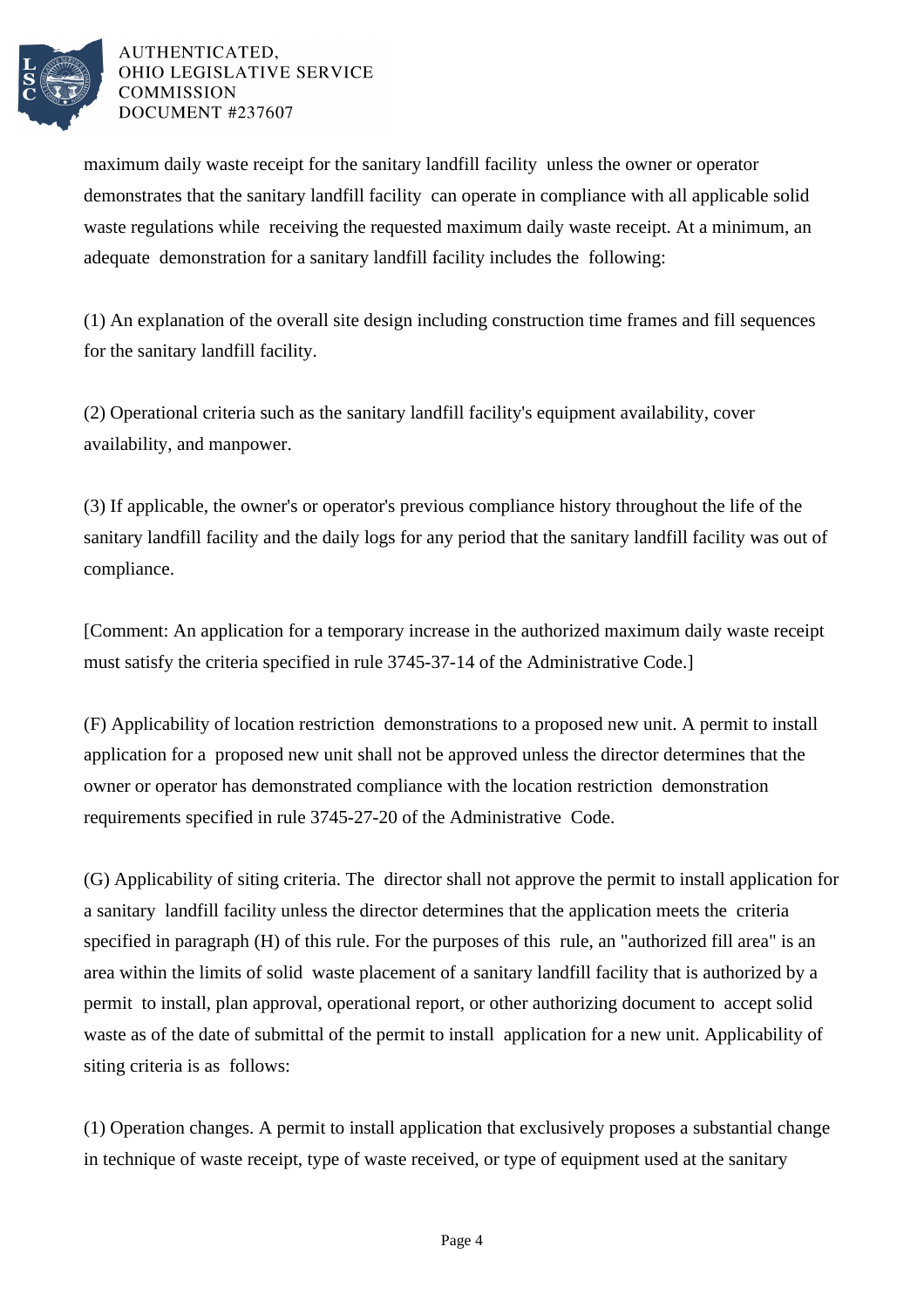maximum daily waste receipt for the sanitary landfill facility unless the owner or operator demonstrates that the sanitary landfill facility can operate in compliance with all applicable solid waste regulations while receiving the requested maximum daily waste receipt. At a minimum, an adequate demonstration for a sanitary landfill facility includes the following:

(1) An explanation of the overall site design including construction time frames and fill sequences for the sanitary landfill facility.

(2) Operational criteria such as the sanitary landfill facility's equipment availability, cover availability, and manpower.

(3) If applicable, the owner's or operator's previous compliance history throughout the life of the sanitary landfill facility and the daily logs for any period that the sanitary landfill facility was out of compliance.

[Comment: An application for a temporary increase in the authorized maximum daily waste receipt must satisfy the criteria specified in rule 3745-37-14 of the Administrative Code.]

(F) Applicability of location restriction demonstrations to a proposed new unit. A permit to install application for a proposed new unit shall not be approved unless the director determines that the owner or operator has demonstrated compliance with the location restriction demonstration requirements specified in rule 3745-27-20 of the Administrative Code.

(G) Applicability of siting criteria. The director shall not approve the permit to install application for a sanitary landfill facility unless the director determines that the application meets the criteria specified in paragraph (H) of this rule. For the purposes of this rule, an "authorized fill area" is an area within the limits of solid waste placement of a sanitary landfill facility that is authorized by a permit to install, plan approval, operational report, or other authorizing document to accept solid waste as of the date of submittal of the permit to install application for a new unit. Applicability of siting criteria is as follows:

(1) Operation changes. A permit to install application that exclusively proposes a substantial change in technique of waste receipt, type of waste received, or type of equipment used at the sanitary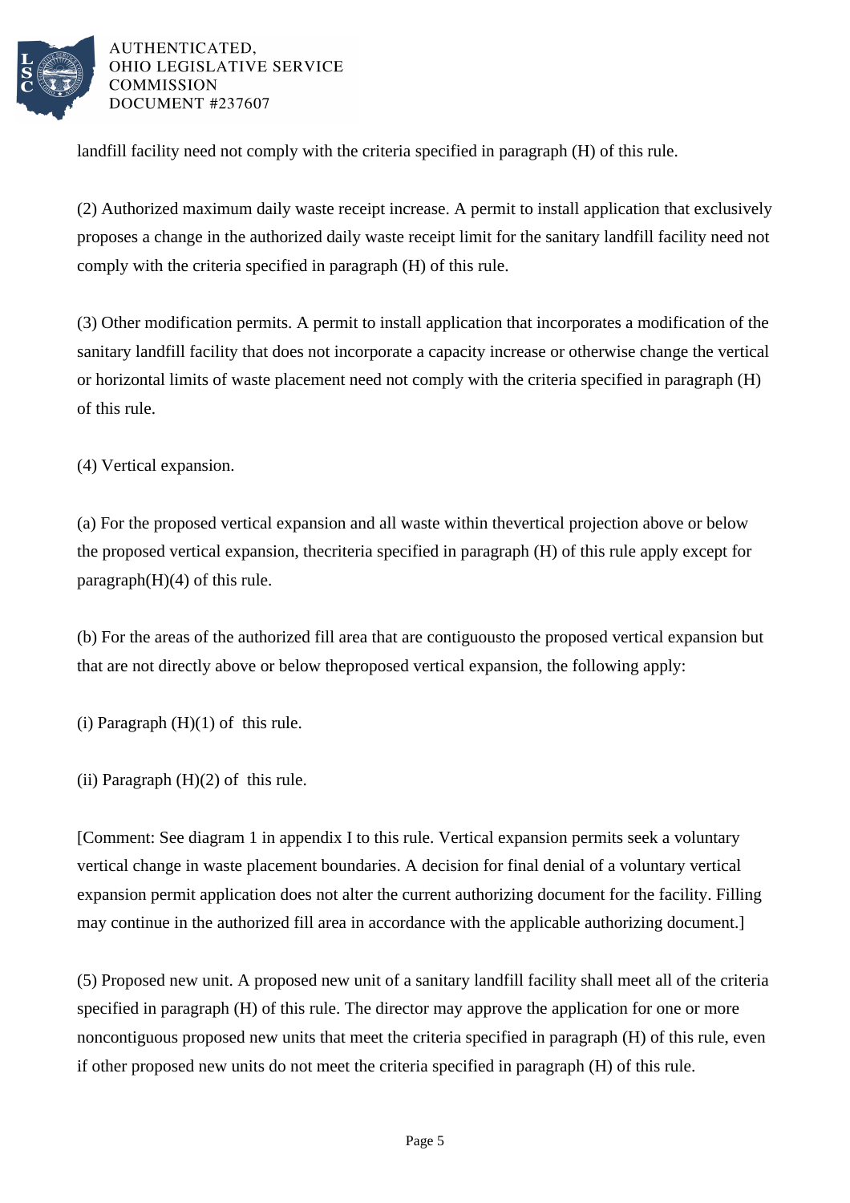landfill facility need not comply with the criteria specified in paragraph (H) of this rule.

(2) Authorized maximum daily waste receipt increase. A permit to install application that exclusively proposes a change in the authorized daily waste receipt limit for the sanitary landfill facility need not comply with the criteria specified in paragraph (H) of this rule.

(3) Other modification permits. A permit to install application that incorporates a modification of the sanitary landfill facility that does not incorporate a capacity increase or otherwise change the vertical or horizontal limits of waste placement need not comply with the criteria specified in paragraph (H) of this rule.

(4) Vertical expansion.

(a) For the proposed vertical expansion and all waste within thevertical projection above or below the proposed vertical expansion, thecriteria specified in paragraph (H) of this rule apply except for paragraph(H)(4) of this rule.

(b) For the areas of the authorized fill area that are contiguousto the proposed vertical expansion but that are not directly above or below theproposed vertical expansion, the following apply:

(i) Paragraph (H)(1) of this rule.

(ii) Paragraph (H)(2) of this rule.

[Comment: See diagram 1 in appendix I to this rule. Vertical expansion permits seek a voluntary vertical change in waste placement boundaries. A decision for final denial of a voluntary vertical expansion permit application does not alter the current authorizing document for the facility. Filling may continue in the authorized fill area in accordance with the applicable authorizing document.]

(5) Proposed new unit. A proposed new unit of a sanitary landfill facility shall meet all of the criteria specified in paragraph (H) of this rule. The director may approve the application for one or more noncontiguous proposed new units that meet the criteria specified in paragraph (H) of this rule, even if other proposed new units do not meet the criteria specified in paragraph (H) of this rule.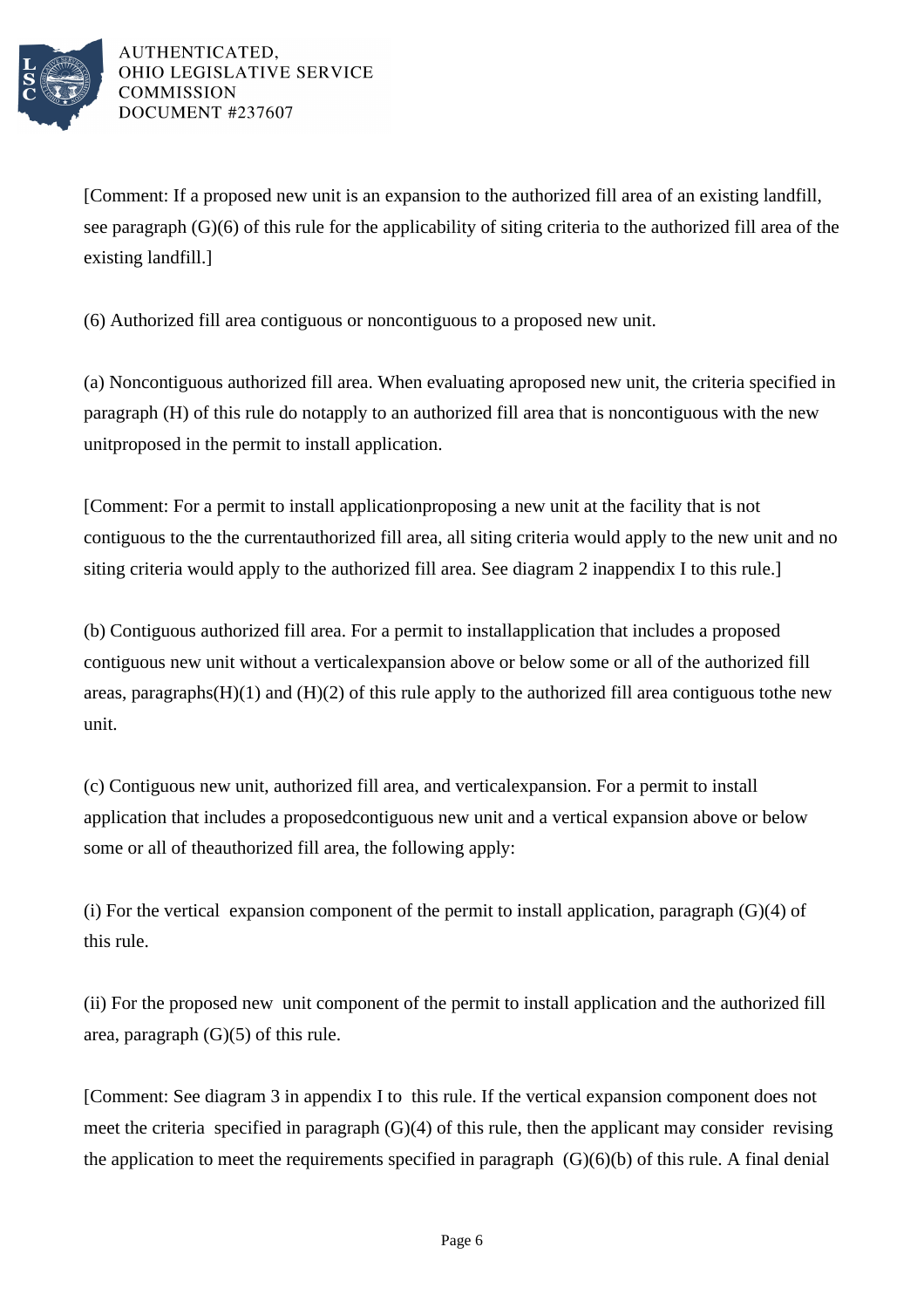[Comment: If a proposed new unit is an expansion to the authorized fill area of an existing landfill, see paragraph (G)(6) of this rule for the applicability of siting criteria to the authorized fill area of the existing landfill.]

(6) Authorized fill area contiguous or noncontiguous to a proposed new unit.

(a) Noncontiguous authorized fill area. When evaluating aproposed new unit, the criteria specified in paragraph (H) of this rule do notapply to an authorized fill area that is noncontiguous with the new unitproposed in the permit to install application.

[Comment: For a permit to install applicationproposing a new unit at the facility that is not contiguous to the the currentauthorized fill area, all siting criteria would apply to the new unit and no siting criteria would apply to the authorized fill area. See diagram 2 inappendix I to this rule.]

(b) Contiguous authorized fill area. For a permit to installapplication that includes a proposed contiguous new unit without a verticalexpansion above or below some or all of the authorized fill areas, paragraphs(H)(1) and (H)(2) of this rule apply to the authorized fill area contiguous tothe new unit.

(c) Contiguous new unit, authorized fill area, and verticalexpansion. For a permit to install application that includes a proposedcontiguous new unit and a vertical expansion above or below some or all of theauthorized fill area, the following apply:

(i) For the vertical expansion component of the permit to install application, paragraph (G)(4) of this rule.

(ii) For the proposed new unit component of the permit to install application and the authorized fill area, paragraph (G)(5) of this rule.

[Comment: See diagram 3 in appendix I to this rule. If the vertical expansion component does not meet the criteria specified in paragraph (G)(4) of this rule, then the applicant may consider revising the application to meet the requirements specified in paragraph (G)(6)(b) of this rule. A final denial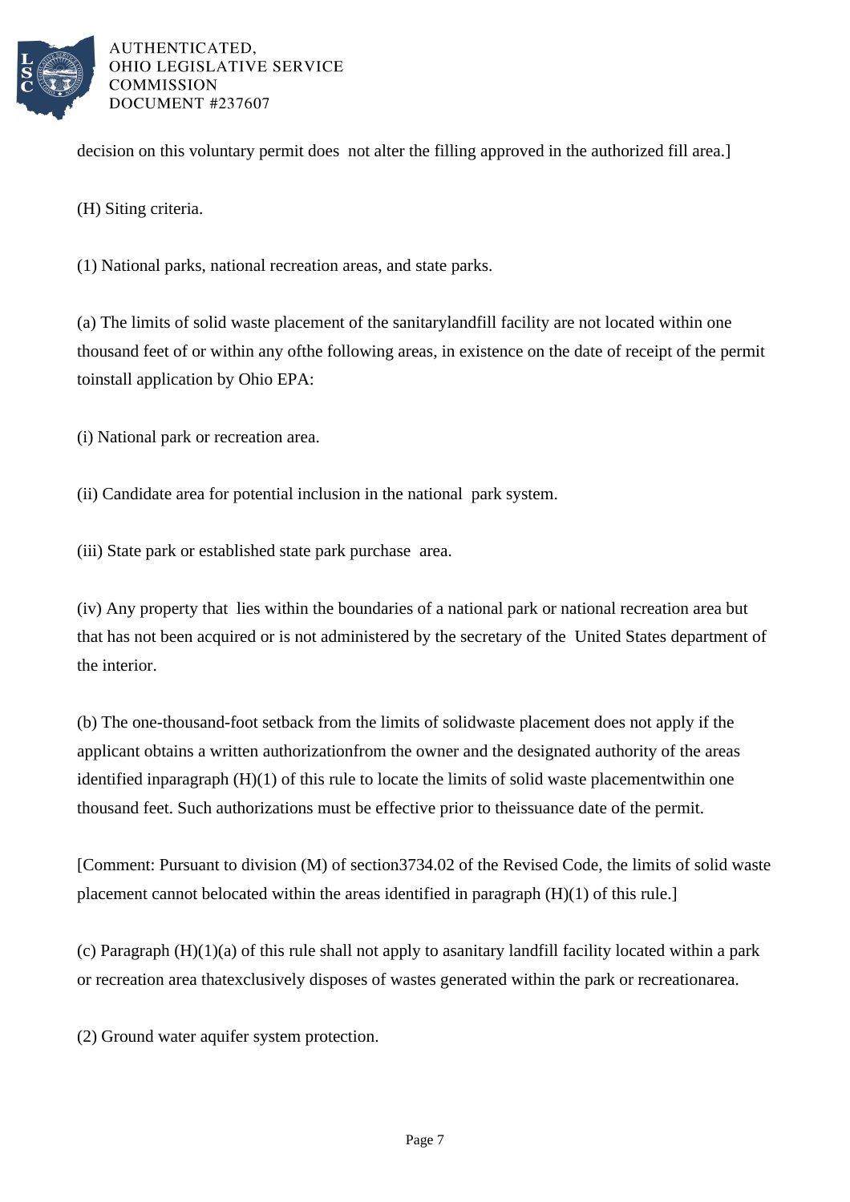decision on this voluntary permit does not alter the filling approved in the authorized fill area.]

(H) Siting criteria.

(1) National parks, national recreation areas, and state parks.

(a) The limits of solid waste placement of the sanitarylandfill facility are not located within one thousand feet of or within any ofthe following areas, in existence on the date of receipt of the permit toinstall application by Ohio EPA:

(i) National park or recreation area.

(ii) Candidate area for potential inclusion in the national park system.

(iii) State park or established state park purchase area.

(iv) Any property that lies within the boundaries of a national park or national recreation area but that has not been acquired or is not administered by the secretary of the United States department of the interior.

(b) The one-thousand-foot setback from the limits of solidwaste placement does not apply if the applicant obtains a written authorizationfrom the owner and the designated authority of the areas identified inparagraph (H)(1) of this rule to locate the limits of solid waste placementwithin one thousand feet. Such authorizations must be effective prior to theissuance date of the permit.

[Comment: Pursuant to division (M) of section3734.02 of the Revised Code, the limits of solid waste placement cannot belocated within the areas identified in paragraph (H)(1) of this rule.]

(c) Paragraph (H)(1)(a) of this rule shall not apply to asanitary landfill facility located within a park or recreation area thatexclusively disposes of wastes generated within the park or recreationarea.

(2) Ground water aquifer system protection.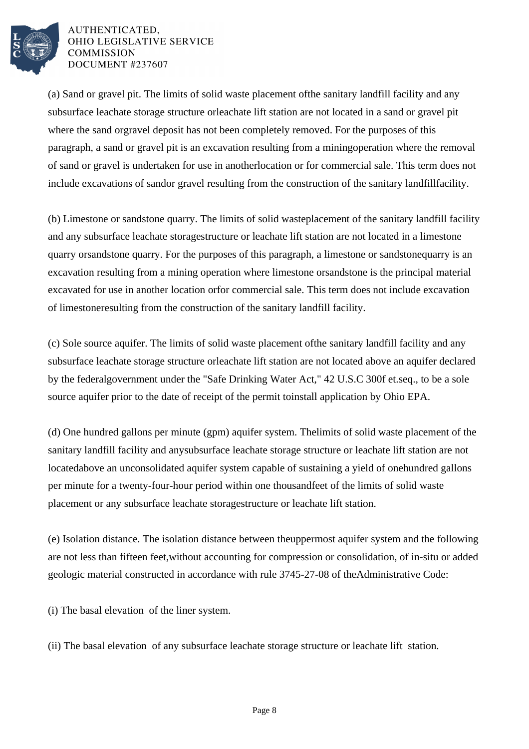(a) Sand or gravel pit. The limits of solid waste placement ofthe sanitary landfill facility and any subsurface leachate storage structure orleachate lift station are not located in a sand or gravel pit where the sand orgravel deposit has not been completely removed. For the purposes of this paragraph, a sand or gravel pit is an excavation resulting from a miningoperation where the removal of sand or gravel is undertaken for use in anotherlocation or for commercial sale. This term does not include excavations of sandor gravel resulting from the construction of the sanitary landfillfacility.

(b) Limestone or sandstone quarry. The limits of solid wasteplacement of the sanitary landfill facility and any subsurface leachate storagestructure or leachate lift station are not located in a limestone quarry orsandstone quarry. For the purposes of this paragraph, a limestone or sandstonequarry is an excavation resulting from a mining operation where limestone orsandstone is the principal material excavated for use in another location orfor commercial sale. This term does not include excavation of limestoneresulting from the construction of the sanitary landfill facility.

(c) Sole source aquifer. The limits of solid waste placement ofthe sanitary landfill facility and any subsurface leachate storage structure orleachate lift station are not located above an aquifer declared by the federalgovernment under the "Safe Drinking Water Act," 42 U.S.C 300f et.seq., to be a sole source aquifer prior to the date of receipt of the permit toinstall application by Ohio EPA.

(d) One hundred gallons per minute (gpm) aquifer system. Thelimits of solid waste placement of the sanitary landfill facility and anysubsurface leachate storage structure or leachate lift station are not locatedabove an unconsolidated aquifer system capable of sustaining a yield of onehundred gallons per minute for a twenty-four-hour period within one thousandfeet of the limits of solid waste placement or any subsurface leachate storagestructure or leachate lift station.

(e) Isolation distance. The isolation distance between theuppermost aquifer system and the following are not less than fifteen feet,without accounting for compression or consolidation, of in-situ or added geologic material constructed in accordance with rule 3745-27-08 of theAdministrative Code:

(i) The basal elevation of the liner system.

(ii) The basal elevation of any subsurface leachate storage structure or leachate lift station.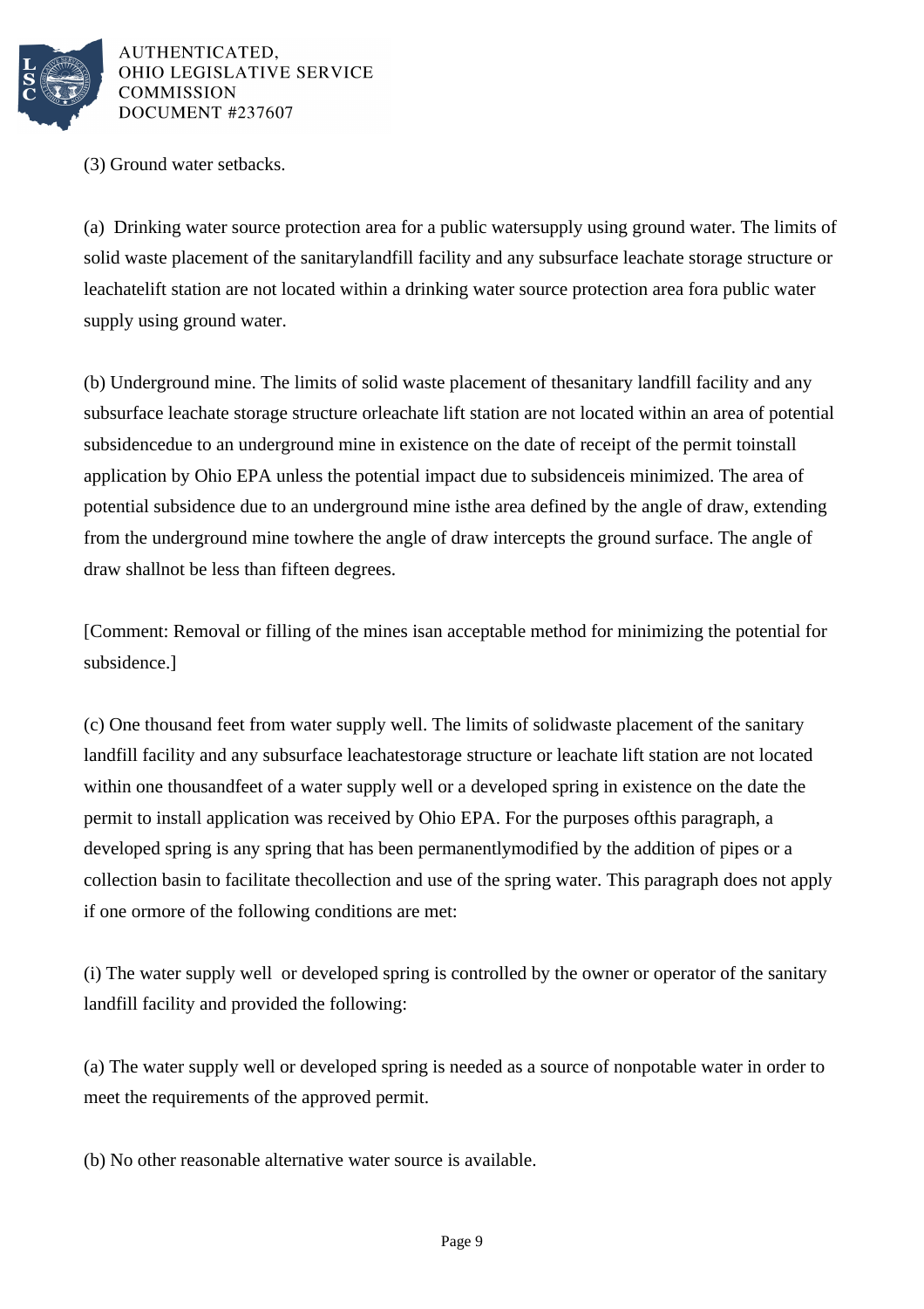(3) Ground water setbacks.

(a) Drinking water source protection area for a public watersupply using ground water. The limits of solid waste placement of the sanitarylandfill facility and any subsurface leachate storage structure or leachatelift station are not located within a drinking water source protection area fora public water supply using ground water.

(b) Underground mine. The limits of solid waste placement of thesanitary landfill facility and any subsurface leachate storage structure orleachate lift station are not located within an area of potential subsidencedue to an underground mine in existence on the date of receipt of the permit toinstall application by Ohio EPA unless the potential impact due to subsidenceis minimized. The area of potential subsidence due to an underground mine isthe area defined by the angle of draw, extending from the underground mine towhere the angle of draw intercepts the ground surface. The angle of draw shallnot be less than fifteen degrees.

[Comment: Removal or filling of the mines isan acceptable method for minimizing the potential for subsidence.]

(c) One thousand feet from water supply well. The limits of solidwaste placement of the sanitary landfill facility and any subsurface leachatestorage structure or leachate lift station are not located within one thousandfeet of a water supply well or a developed spring in existence on the date the permit to install application was received by Ohio EPA. For the purposes ofthis paragraph, a developed spring is any spring that has been permanentlymodified by the addition of pipes or a collection basin to facilitate thecollection and use of the spring water. This paragraph does not apply if one ormore of the following conditions are met:

(i) The water supply well or developed spring is controlled by the owner or operator of the sanitary landfill facility and provided the following:

(a) The water supply well or developed spring is needed as a source of nonpotable water in order to meet the requirements of the approved permit.

(b) No other reasonable alternative water source is available.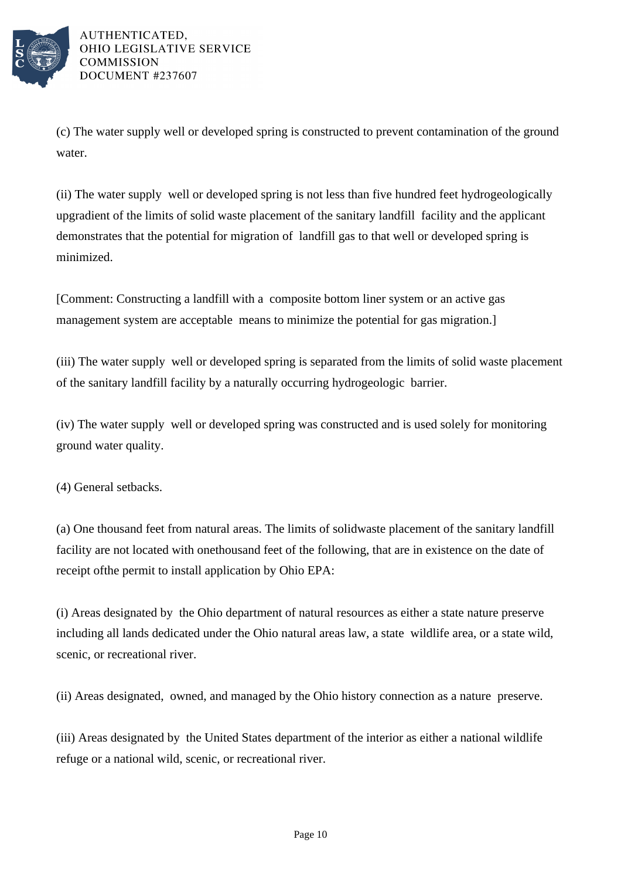(c) The water supply well or developed spring is constructed to prevent contamination of the ground water.

(ii) The water supply well or developed spring is not less than five hundred feet hydrogeologically upgradient of the limits of solid waste placement of the sanitary landfill facility and the applicant demonstrates that the potential for migration of landfill gas to that well or developed spring is minimized.

[Comment: Constructing a landfill with a composite bottom liner system or an active gas management system are acceptable means to minimize the potential for gas migration.]

(iii) The water supply well or developed spring is separated from the limits of solid waste placement of the sanitary landfill facility by a naturally occurring hydrogeologic barrier.

(iv) The water supply well or developed spring was constructed and is used solely for monitoring ground water quality.

(4) General setbacks.

(a) One thousand feet from natural areas. The limits of solidwaste placement of the sanitary landfill facility are not located with onethousand feet of the following, that are in existence on the date of receipt ofthe permit to install application by Ohio EPA:

(i) Areas designated by the Ohio department of natural resources as either a state nature preserve including all lands dedicated under the Ohio natural areas law, a state wildlife area, or a state wild, scenic, or recreational river.

(ii) Areas designated, owned, and managed by the Ohio history connection as a nature preserve.

(iii) Areas designated by the United States department of the interior as either a national wildlife refuge or a national wild, scenic, or recreational river.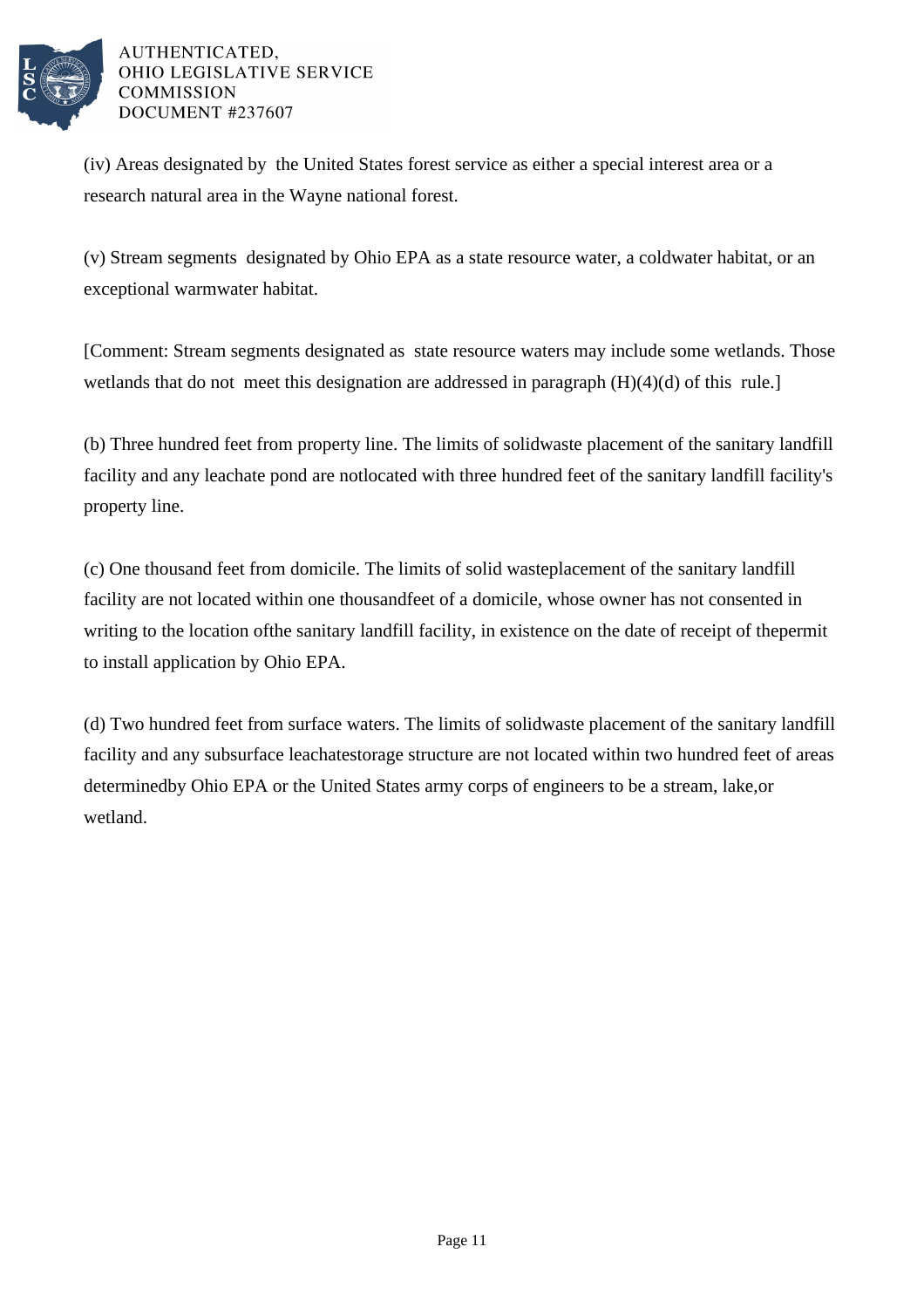(iv) Areas designated by the United States forest service as either a special interest area or a research natural area in the Wayne national forest.

(v) Stream segments designated by Ohio EPA as a state resource water, a coldwater habitat, or an exceptional warmwater habitat.

[Comment: Stream segments designated as state resource waters may include some wetlands. Those wetlands that do not meet this designation are addressed in paragraph (H)(4)(d) of this rule.]

(b) Three hundred feet from property line. The limits of solidwaste placement of the sanitary landfill facility and any leachate pond are notlocated with three hundred feet of the sanitary landfill facility's property line.

(c) One thousand feet from domicile. The limits of solid wasteplacement of the sanitary landfill facility are not located within one thousandfeet of a domicile, whose owner has not consented in writing to the location ofthe sanitary landfill facility, in existence on the date of receipt of thepermit to install application by Ohio EPA.

(d) Two hundred feet from surface waters. The limits of solidwaste placement of the sanitary landfill facility and any subsurface leachatestorage structure are not located within two hundred feet of areas determinedby Ohio EPA or the United States army corps of engineers to be a stream, lake,or wetland.